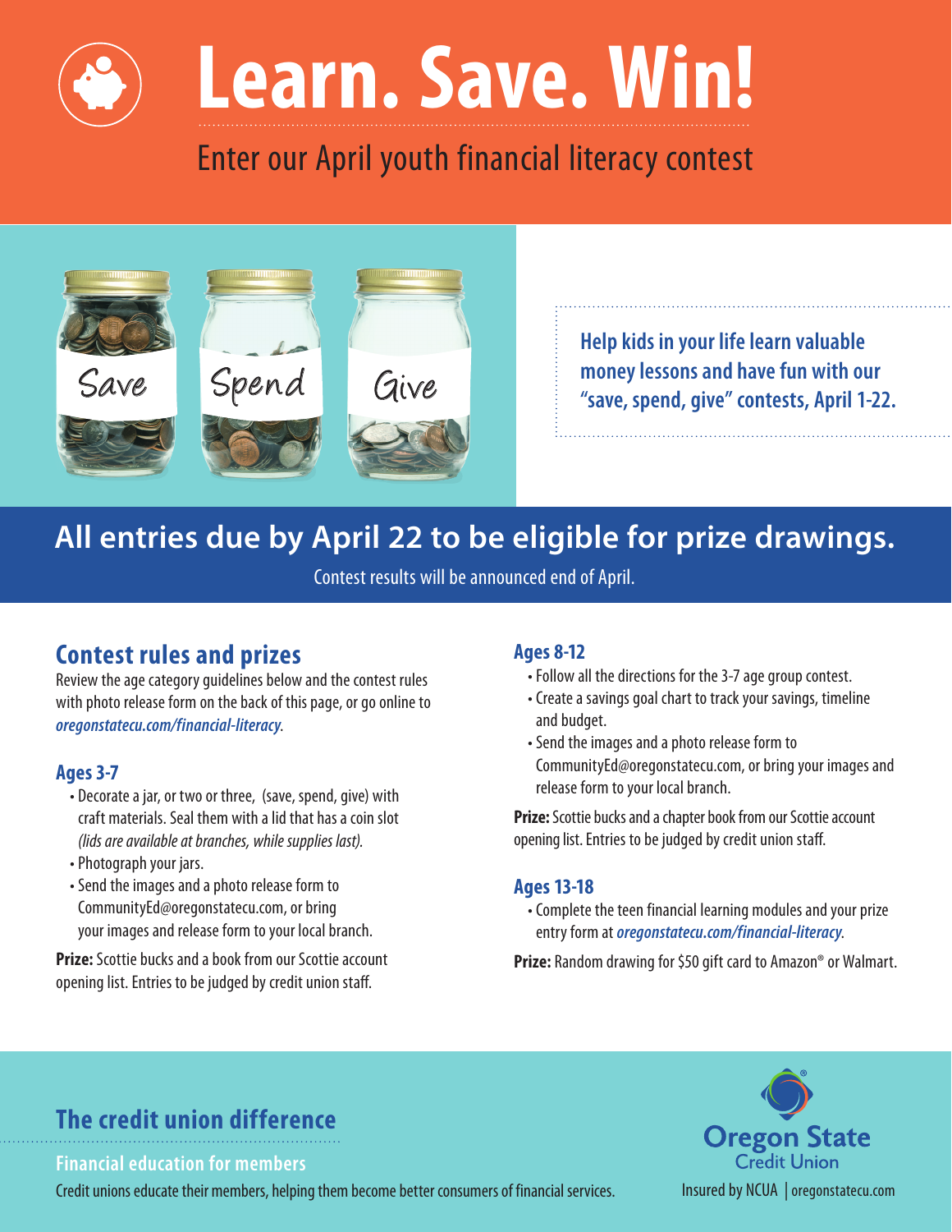# Learn. Save. Win!

Enter our April youth financial literacy contest

Save | Spend | Give

**Help kids in your life learn valuable money lessons and have fun with our "save, spend, give" contests, April 1-22.**

## All entries due by April 22 to be eligible for prize drawings.

Contest results will be announced end of April.

## Contest rules and prizes

Review the age category guidelines below and the contest rules with photo release form on the back of this page, or go online to ***oregonstatecu.com/financial-literacy***.

### Ages 3-7

- Decorate a jar, or two or three, (save, spend, give) with craft materials. Seal them with a lid that has a coin slot *(lids are available at branches, while supplies last).*
- Photograph your jars.
- Send the images and a photo release form to CommunityEd@oregonstatecu.com, or bring your images and release form to your local branch.

**Prize:** Scottie bucks and a book from our Scottie account opening list. Entries to be judged by credit union staff.

### Ages 8-12

- Follow all the directions for the 3-7 age group contest.
- Create a savings goal chart to track your savings, timeline and budget.
- Send the images and a photo release form to CommunityEd@oregonstatecu.com, or bring your images and release form to your local branch.

**Prize:** Scottie bucks and a chapter book from our Scottie account opening list. Entries to be judged by credit union staff.

### Ages 13-18

- Complete the teen financial learning modules and your prize entry form at ***oregonstatecu.com/financial-literacy***.

**Prize:** Random drawing for $50 gift card to Amazon® or Walmart.

## The credit union difference

### Financial education for members

Credit unions educate their members, helping them become better consumers of financial services.

Oregon State Credit Union

Insured by NCUA | oregonstatecu.com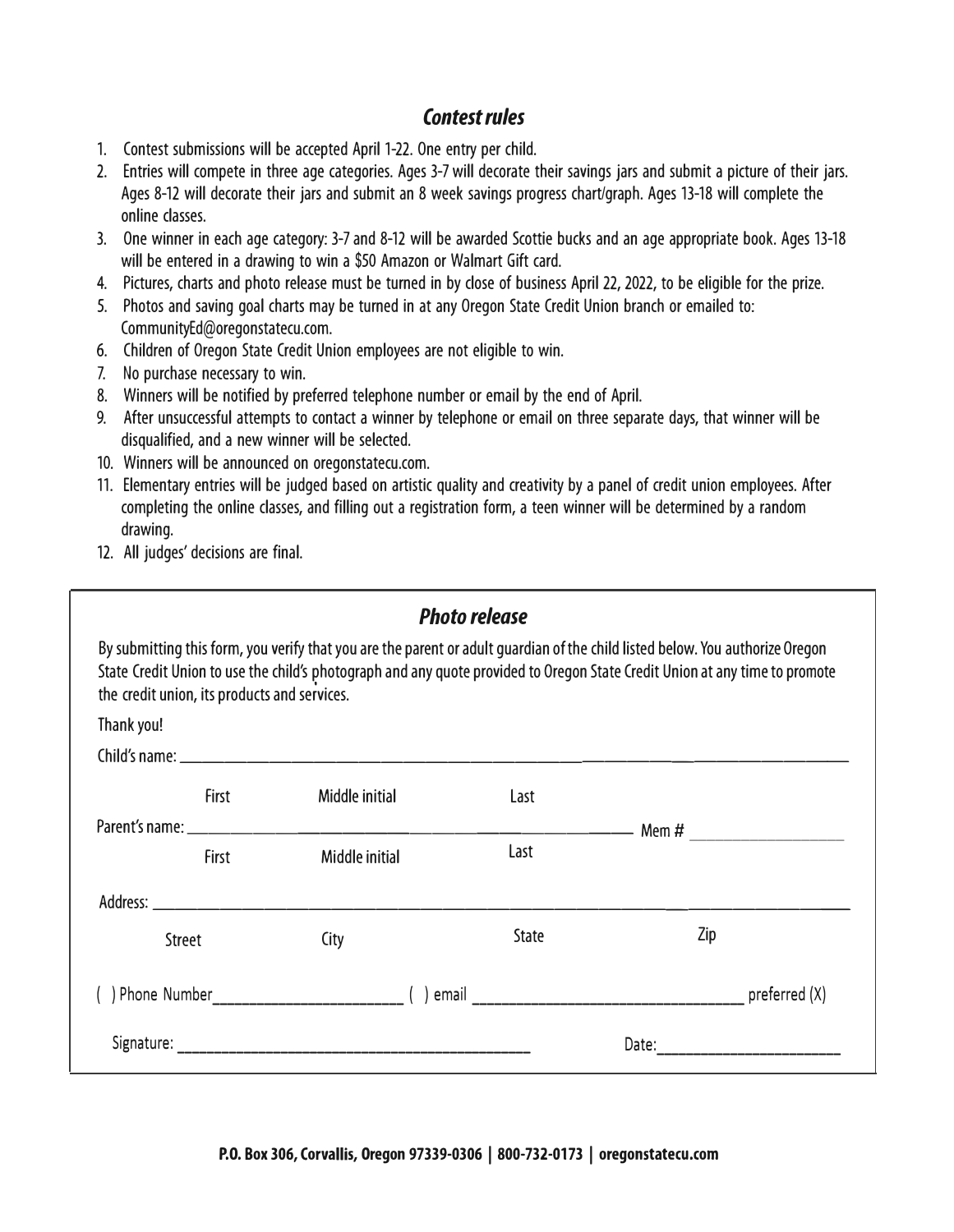## *Contest rules*

1. Contest submissions will be accepted April 1-22. One entry per child.
2. Entries will compete in three age categories. Ages 3-7 will decorate their savings jars and submit a picture of their jars. Ages 8-12 will decorate their jars and submit an 8 week savings progress chart/graph. Ages 13-18 will complete the online classes.
3. One winner in each age category: 3-7 and 8-12 will be awarded Scottie bucks and an age appropriate book. Ages 13-18 will be entered in a drawing to win a $50 Amazon or Walmart Gift card.
4. Pictures, charts and photo release must be turned in by close of business April 22, 2022, to be eligible for the prize.
5. Photos and saving goal charts may be turned in at any Oregon State Credit Union branch or emailed to: CommunityEd@oregonstatecu.com.
6. Children of Oregon State Credit Union employees are not eligible to win.
7. No purchase necessary to win.
8. Winners will be notified by preferred telephone number or email by the end of April.
9. After unsuccessful attempts to contact a winner by telephone or email on three separate days, that winner will be disqualified, and a new winner will be selected.
10. Winners will be announced on oregonstatecu.com.
11. Elementary entries will be judged based on artistic quality and creativity by a panel of credit union employees. After completing the online classes, and filling out a registration form, a teen winner will be determined by a random drawing.
12. All judges' decisions are final.

## *Photo release*

By submitting this form, you verify that you are the parent or adult guardian of the child listed below. You authorize Oregon State Credit Union to use the child's photograph and any quote provided to Oregon State Credit Union at any time to promote the credit union, its products and services.

Thank you!

Child's name: ______________________________________________

First Middle initial Last

Parent's name: ______________________________________ Mem # ______________

First Middle initial Last

Address: ______________________________________________

Street City State Zip

( ) Phone Number______________________ ( ) email ______________________________ preferred (X)

Signature: ________________________________________ Date:____________________

**P.O. Box 306, Corvallis, Oregon 97339-0306 | 800-732-0173 | oregonstatecu.com**